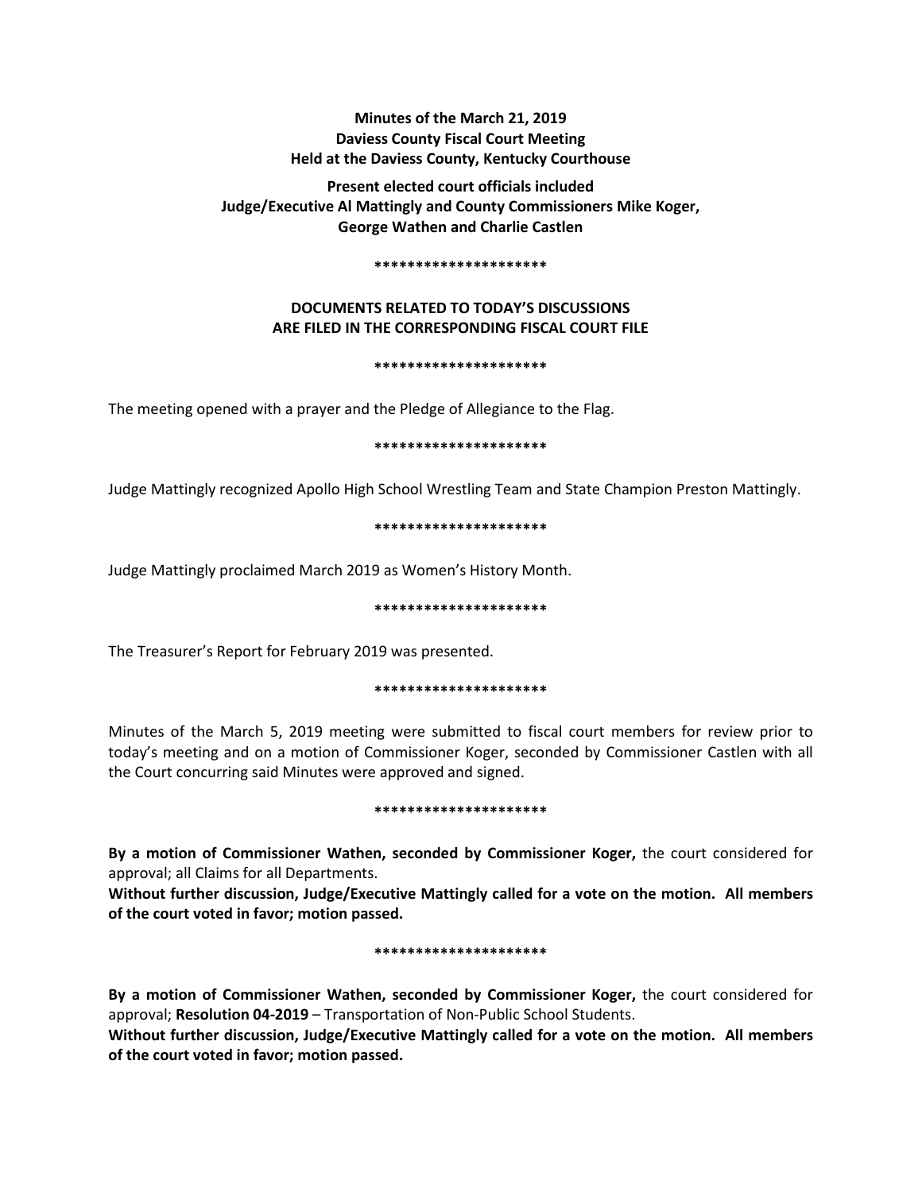**Minutes of the March 21, 2019**
**Daviess County Fiscal Court Meeting**
**Held at the Daviess County, Kentucky Courthouse**

**Present elected court officials included**
**Judge/Executive Al Mattingly and County Commissioners Mike Koger,**
**George Wathen and Charlie Castlen**

*********************

**DOCUMENTS RELATED TO TODAY'S DISCUSSIONS**
**ARE FILED IN THE CORRESPONDING FISCAL COURT FILE**

*********************

The meeting opened with a prayer and the Pledge of Allegiance to the Flag.

*********************

Judge Mattingly recognized Apollo High School Wrestling Team and State Champion Preston Mattingly.

*********************

Judge Mattingly proclaimed March 2019 as Women's History Month.

*********************

The Treasurer's Report for February 2019 was presented.

*********************

Minutes of the March 5, 2019 meeting were submitted to fiscal court members for review prior to today's meeting and on a motion of Commissioner Koger, seconded by Commissioner Castlen with all the Court concurring said Minutes were approved and signed.

*********************

**By a motion of Commissioner Wathen, seconded by Commissioner Koger,** the court considered for approval; all Claims for all Departments.

**Without further discussion, Judge/Executive Mattingly called for a vote on the motion. All members of the court voted in favor; motion passed.**

*********************

**By a motion of Commissioner Wathen, seconded by Commissioner Koger,** the court considered for approval; **Resolution 04-2019** – Transportation of Non-Public School Students.

**Without further discussion, Judge/Executive Mattingly called for a vote on the motion. All members of the court voted in favor; motion passed.**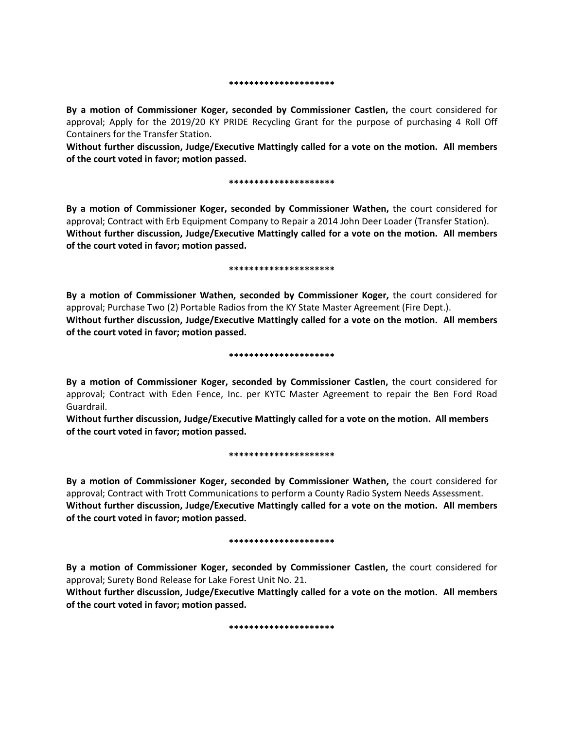**********************

**By a motion of Commissioner Koger, seconded by Commissioner Castlen,** the court considered for approval; Apply for the 2019/20 KY PRIDE Recycling Grant for the purpose of purchasing 4 Roll Off Containers for the Transfer Station.

**Without further discussion, Judge/Executive Mattingly called for a vote on the motion. All members of the court voted in favor; motion passed.**

**********************

**By a motion of Commissioner Koger, seconded by Commissioner Wathen,** the court considered for approval; Contract with Erb Equipment Company to Repair a 2014 John Deer Loader (Transfer Station).

**Without further discussion, Judge/Executive Mattingly called for a vote on the motion. All members of the court voted in favor; motion passed.**

**********************

**By a motion of Commissioner Wathen, seconded by Commissioner Koger,** the court considered for approval; Purchase Two (2) Portable Radios from the KY State Master Agreement (Fire Dept.).

**Without further discussion, Judge/Executive Mattingly called for a vote on the motion. All members of the court voted in favor; motion passed.**

**********************

**By a motion of Commissioner Koger, seconded by Commissioner Castlen,** the court considered for approval; Contract with Eden Fence, Inc. per KYTC Master Agreement to repair the Ben Ford Road Guardrail.

**Without further discussion, Judge/Executive Mattingly called for a vote on the motion. All members of the court voted in favor; motion passed.**

**********************

**By a motion of Commissioner Koger, seconded by Commissioner Wathen,** the court considered for approval; Contract with Trott Communications to perform a County Radio System Needs Assessment.

**Without further discussion, Judge/Executive Mattingly called for a vote on the motion. All members of the court voted in favor; motion passed.**

**********************

**By a motion of Commissioner Koger, seconded by Commissioner Castlen,** the court considered for approval; Surety Bond Release for Lake Forest Unit No. 21.

**Without further discussion, Judge/Executive Mattingly called for a vote on the motion. All members of the court voted in favor; motion passed.**

**********************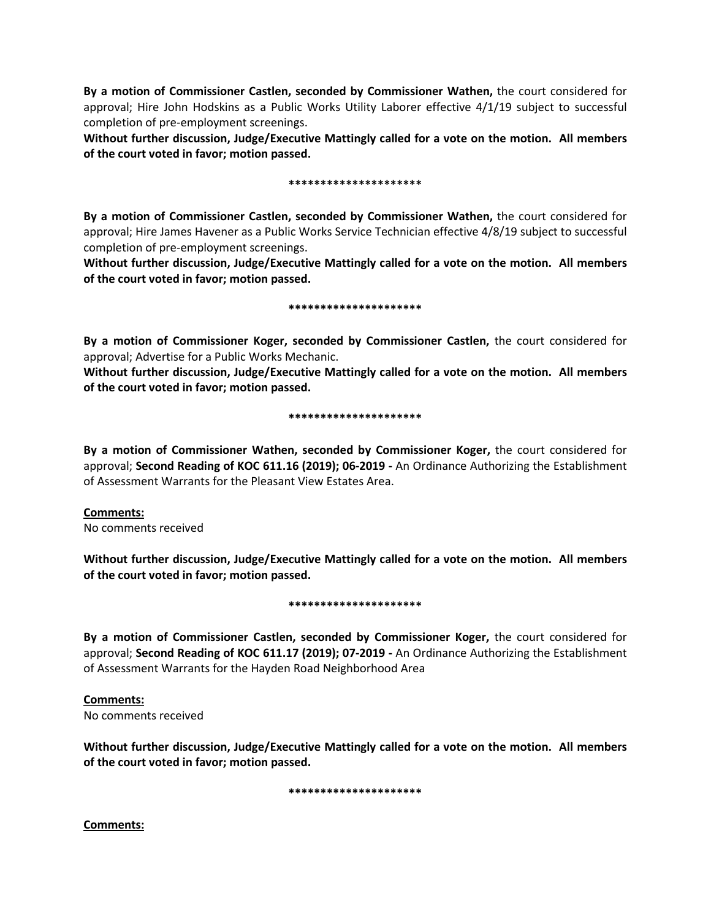**By a motion of Commissioner Castlen, seconded by Commissioner Wathen,** the court considered for approval; Hire John Hodskins as a Public Works Utility Laborer effective 4/1/19 subject to successful completion of pre-employment screenings.

**Without further discussion, Judge/Executive Mattingly called for a vote on the motion. All members of the court voted in favor; motion passed.**

**********************

**By a motion of Commissioner Castlen, seconded by Commissioner Wathen,** the court considered for approval; Hire James Havener as a Public Works Service Technician effective 4/8/19 subject to successful completion of pre-employment screenings.

**Without further discussion, Judge/Executive Mattingly called for a vote on the motion. All members of the court voted in favor; motion passed.**

**********************

**By a motion of Commissioner Koger, seconded by Commissioner Castlen,** the court considered for approval; Advertise for a Public Works Mechanic.

**Without further discussion, Judge/Executive Mattingly called for a vote on the motion. All members of the court voted in favor; motion passed.**

**********************

**By a motion of Commissioner Wathen, seconded by Commissioner Koger,** the court considered for approval; **Second Reading of KOC 611.16 (2019); 06-2019 -** An Ordinance Authorizing the Establishment of Assessment Warrants for the Pleasant View Estates Area.

**Comments:**

No comments received

**Without further discussion, Judge/Executive Mattingly called for a vote on the motion. All members of the court voted in favor; motion passed.**

**********************

**By a motion of Commissioner Castlen, seconded by Commissioner Koger,** the court considered for approval; **Second Reading of KOC 611.17 (2019); 07-2019 -** An Ordinance Authorizing the Establishment of Assessment Warrants for the Hayden Road Neighborhood Area

**Comments:**

No comments received

**Without further discussion, Judge/Executive Mattingly called for a vote on the motion. All members of the court voted in favor; motion passed.**

**********************

**Comments:**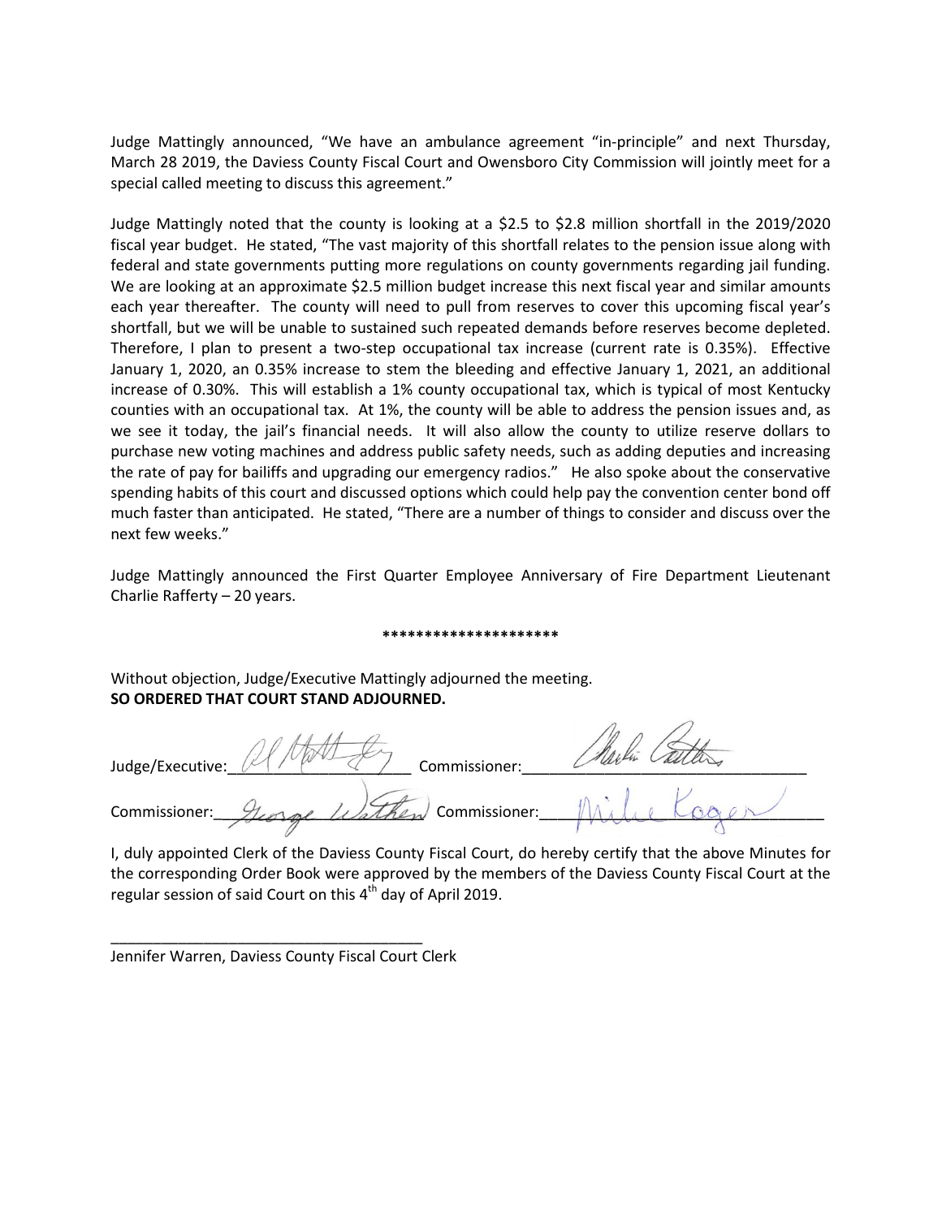Judge Mattingly announced, "We have an ambulance agreement "in-principle" and next Thursday, March 28 2019, the Daviess County Fiscal Court and Owensboro City Commission will jointly meet for a special called meeting to discuss this agreement."

Judge Mattingly noted that the county is looking at a $2.5 to $2.8 million shortfall in the 2019/2020 fiscal year budget. He stated, "The vast majority of this shortfall relates to the pension issue along with federal and state governments putting more regulations on county governments regarding jail funding. We are looking at an approximate $2.5 million budget increase this next fiscal year and similar amounts each year thereafter. The county will need to pull from reserves to cover this upcoming fiscal year's shortfall, but we will be unable to sustained such repeated demands before reserves become depleted. Therefore, I plan to present a two-step occupational tax increase (current rate is 0.35%). Effective January 1, 2020, an 0.35% increase to stem the bleeding and effective January 1, 2021, an additional increase of 0.30%. This will establish a 1% county occupational tax, which is typical of most Kentucky counties with an occupational tax. At 1%, the county will be able to address the pension issues and, as we see it today, the jail's financial needs. It will also allow the county to utilize reserve dollars to purchase new voting machines and address public safety needs, such as adding deputies and increasing the rate of pay for bailiffs and upgrading our emergency radios." He also spoke about the conservative spending habits of this court and discussed options which could help pay the convention center bond off much faster than anticipated. He stated, "There are a number of things to consider and discuss over the next few weeks."

Judge Mattingly announced the First Quarter Employee Anniversary of Fire Department Lieutenant Charlie Rafferty – 20 years.

********************

Without objection, Judge/Executive Mattingly adjourned the meeting.
**SO ORDERED THAT COURT STAND ADJOURNED.**

Judge/Executive: Al Mattingly Commissioner: Charlie Castlen

Commissioner: George Wathen Commissioner: Mike Koger

I, duly appointed Clerk of the Daviess County Fiscal Court, do hereby certify that the above Minutes for the corresponding Order Book were approved by the members of the Daviess County Fiscal Court at the regular session of said Court on this 4th day of April 2019.

_____________________________________
Jennifer Warren, Daviess County Fiscal Court Clerk